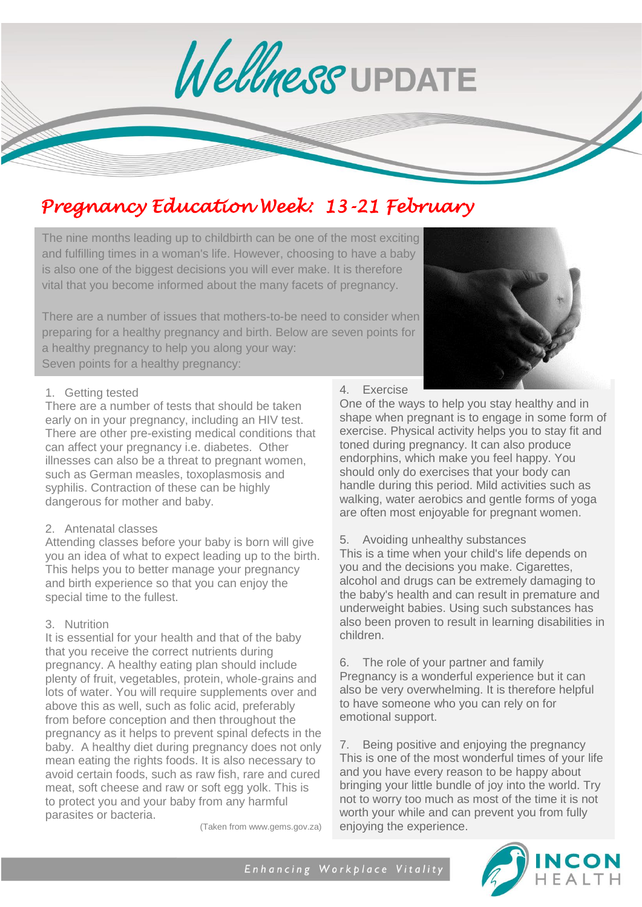# Wellness UPDATE

## Pregnancy Education Week: 13-21 February

The nine months leading up to childbirth can be one of the most exciting and fulfilling times in a woman's life. However, choosing to have a baby is also one of the biggest decisions you will ever make. It is therefore vital that you become informed about the many facets of pregnancy.

There are a number of issues that mothers-to-be need to consider when preparing for a healthy pregnancy and birth. Below are seven points for a healthy pregnancy to help you along your way:
Seven points for a healthy pregnancy:

1. Getting tested

There are a number of tests that should be taken early on in your pregnancy, including an HIV test. There are other pre-existing medical conditions that can affect your pregnancy i.e. diabetes. Other illnesses can also be a threat to pregnant women, such as German measles, toxoplasmosis and syphilis. Contraction of these can be highly dangerous for mother and baby.

2. Antenatal classes

Attending classes before your baby is born will give you an idea of what to expect leading up to the birth. This helps you to better manage your pregnancy and birth experience so that you can enjoy the special time to the fullest.

3. Nutrition

It is essential for your health and that of the baby that you receive the correct nutrients during pregnancy. A healthy eating plan should include plenty of fruit, vegetables, protein, whole-grains and lots of water. You will require supplements over and above this as well, such as folic acid, preferably from before conception and then throughout the pregnancy as it helps to prevent spinal defects in the baby. A healthy diet during pregnancy does not only mean eating the rights foods. It is also necessary to avoid certain foods, such as raw fish, rare and cured meat, soft cheese and raw or soft egg yolk. This is to protect you and your baby from any harmful parasites or bacteria.

4. Exercise

One of the ways to help you stay healthy and in shape when pregnant is to engage in some form of exercise. Physical activity helps you to stay fit and toned during pregnancy. It can also produce endorphins, which make you feel happy. You should only do exercises that your body can handle during this period. Mild activities such as walking, water aerobics and gentle forms of yoga are often most enjoyable for pregnant women.

5. Avoiding unhealthy substances

This is a time when your child's life depends on you and the decisions you make. Cigarettes, alcohol and drugs can be extremely damaging to the baby's health and can result in premature and underweight babies. Using such substances has also been proven to result in learning disabilities in children.

6. The role of your partner and family

Pregnancy is a wonderful experience but it can also be very overwhelming. It is therefore helpful to have someone who you can rely on for emotional support.

7. Being positive and enjoying the pregnancy

This is one of the most wonderful times of your life and you have every reason to be happy about bringing your little bundle of joy into the world. Try not to worry too much as most of the time it is not worth your while and can prevent you from fully enjoying the experience.

(Taken from www.gems.gov.za)

*Enhancing Workplace Vitality*

INCON HEALTH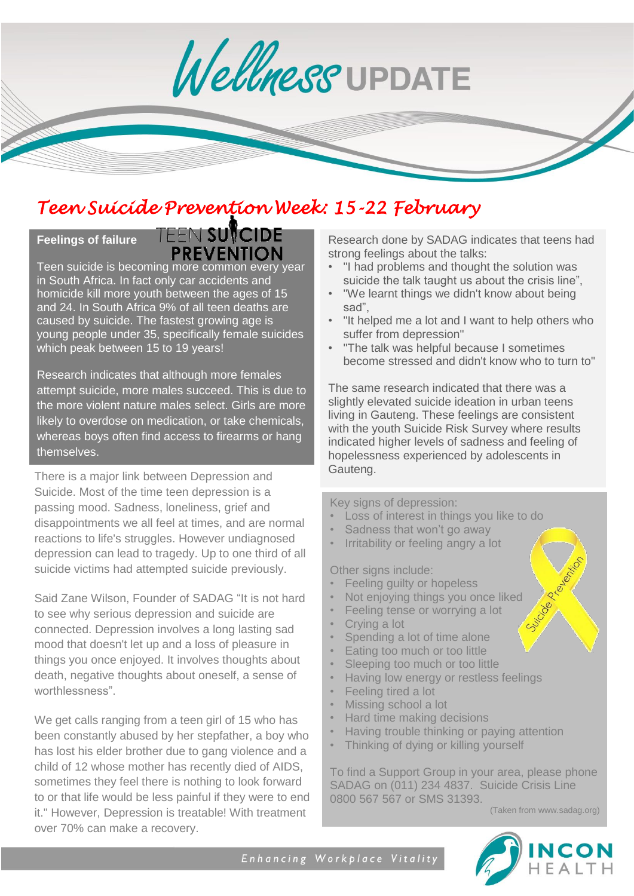# Wellness UPDATE

## Teen Suicide Prevention Week: 15-22 February

**Feelings of failure**

TEEN SUICIDE PREVENTION

Teen suicide is becoming more common every year in South Africa. In fact only car accidents and homicide kill more youth between the ages of 15 and 24. In South Africa 9% of all teen deaths are caused by suicide. The fastest growing age is young people under 35, specifically female suicides which peak between 15 to 19 years!

Research indicates that although more females attempt suicide, more males succeed. This is due to the more violent nature males select. Girls are more likely to overdose on medication, or take chemicals, whereas boys often find access to firearms or hang themselves.

There is a major link between Depression and Suicide. Most of the time teen depression is a passing mood. Sadness, loneliness, grief and disappointments we all feel at times, and are normal reactions to life's struggles. However undiagnosed depression can lead to tragedy. Up to one third of all suicide victims had attempted suicide previously.

Said Zane Wilson, Founder of SADAG "It is not hard to see why serious depression and suicide are connected. Depression involves a long lasting sad mood that doesn't let up and a loss of pleasure in things you once enjoyed. It involves thoughts about death, negative thoughts about oneself, a sense of worthlessness".

We get calls ranging from a teen girl of 15 who has been constantly abused by her stepfather, a boy who has lost his elder brother due to gang violence and a child of 12 whose mother has recently died of AIDS, sometimes they feel there is nothing to look forward to or that life would be less painful if they were to end it." However, Depression is treatable! With treatment over 70% can make a recovery.

Research done by SADAG indicates that teens had strong feelings about the talks:

- "I had problems and thought the solution was suicide the talk taught us about the crisis line",
- "We learnt things we didn't know about being sad",
- "It helped me a lot and I want to help others who suffer from depression"
- "The talk was helpful because I sometimes become stressed and didn't know who to turn to"

The same research indicated that there was a slightly elevated suicide ideation in urban teens living in Gauteng. These feelings are consistent with the youth Suicide Risk Survey where results indicated higher levels of sadness and feeling of hopelessness experienced by adolescents in Gauteng.

Key signs of depression:

- Loss of interest in things you like to do
- Sadness that won't go away
- Irritability or feeling angry a lot

Other signs include:

- Feeling guilty or hopeless
- Not enjoying things you once liked
- Feeling tense or worrying a lot
- Crying a lot
- Spending a lot of time alone
- Eating too much or too little
- Sleeping too much or too little
- Having low energy or restless feelings
- Feeling tired a lot
- Missing school a lot
- Hard time making decisions
- Having trouble thinking or paying attention
- Thinking of dying or killing yourself

Suicide Prevention

To find a Support Group in your area, please phone SADAG on (011) 234 4837. Suicide Crisis Line 0800 567 567 or SMS 31393.

(Taken from www.sadag.org)

Enhancing Workplace Vitality

INCON HEALTH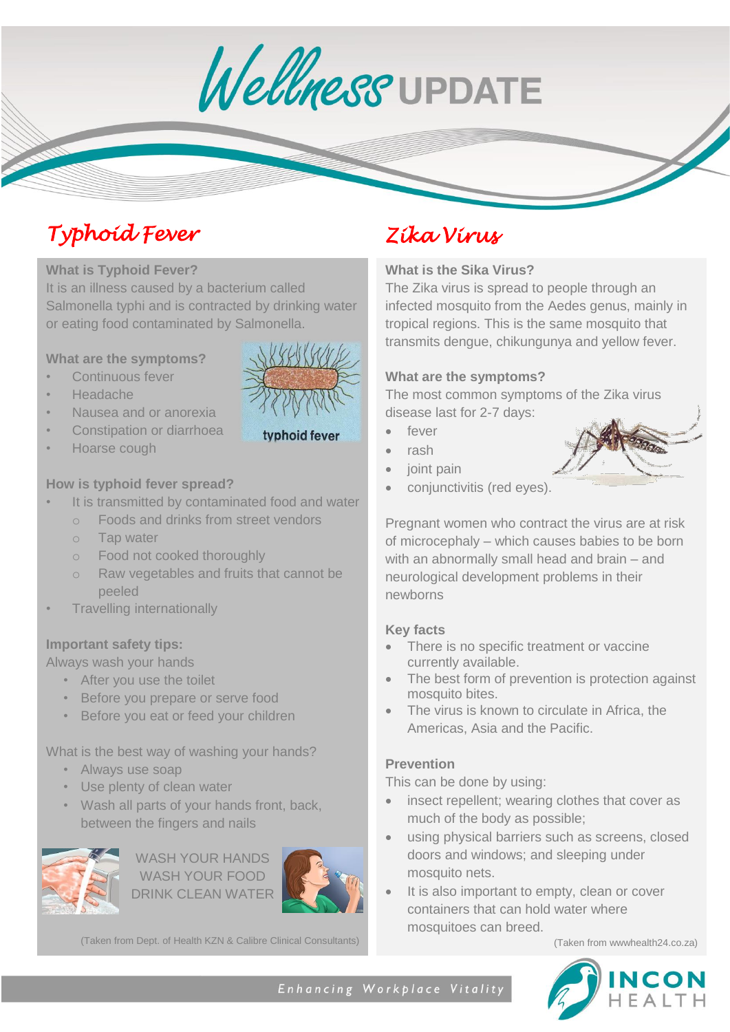# Wellness UPDATE

## Typhoid Fever

**What is Typhoid Fever?**
It is an illness caused by a bacterium called Salmonella typhi and is contracted by drinking water or eating food contaminated by Salmonella.

**What are the symptoms?**
- Continuous fever
- Headache
- Nausea and or anorexia
- Constipation or diarrhoea
- Hoarse cough

typhoid fever

**How is typhoid fever spread?**
- It is transmitted by contaminated food and water
  - Foods and drinks from street vendors
  - Tap water
  - Food not cooked thoroughly
  - Raw vegetables and fruits that cannot be peeled
- Travelling internationally

**Important safety tips:**
Always wash your hands
- After you use the toilet
- Before you prepare or serve food
- Before you eat or feed your children

What is the best way of washing your hands?
- Always use soap
- Use plenty of clean water
- Wash all parts of your hands front, back, between the fingers and nails

WASH YOUR HANDS
WASH YOUR FOOD
DRINK CLEAN WATER

(Taken from Dept. of Health KZN & Calibre Clinical Consultants)

## Zika Virus

**What is the Sika Virus?**
The Zika virus is spread to people through an infected mosquito from the Aedes genus, mainly in tropical regions. This is the same mosquito that transmits dengue, chikungunya and yellow fever.

**What are the symptoms?**
The most common symptoms of the Zika virus disease last for 2-7 days:
- fever
- rash
- joint pain
- conjunctivitis (red eyes).

Pregnant women who contract the virus are at risk of microcephaly – which causes babies to be born with an abnormally small head and brain – and neurological development problems in their newborns

**Key facts**
- There is no specific treatment or vaccine currently available.
- The best form of prevention is protection against mosquito bites.
- The virus is known to circulate in Africa, the Americas, Asia and the Pacific.

**Prevention**
This can be done by using:
- insect repellent; wearing clothes that cover as much of the body as possible;
- using physical barriers such as screens, closed doors and windows; and sleeping under mosquito nets.
- It is also important to empty, clean or cover containers that can hold water where mosquitoes can breed.

(Taken from wwwhealth24.co.za)

*Enhancing Workplace Vitality*

INCON HEALTH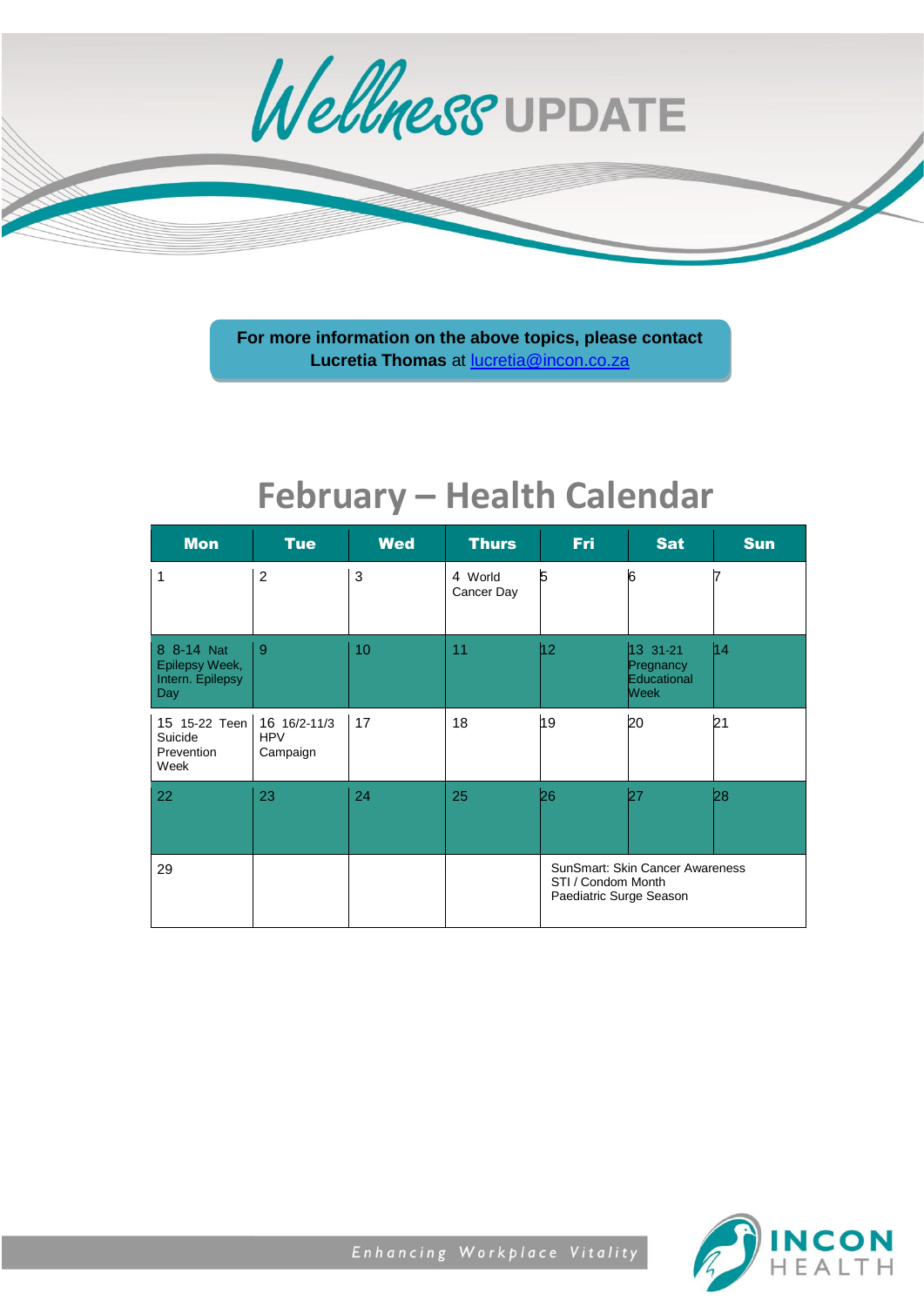# Wellness UPDATE

**For more information on the above topics, please contact Lucretia Thomas** at [lucretia@incon.co.za](mailto:lucretia@incon.co.za)

## February – Health Calendar

| Mon | Tue | Wed | Thurs | Fri | Sat | Sun |
|---|---|---|---|---|---|---|
| 1 | 2 | 3 | 4 World Cancer Day | 5 | 6 | 7 |
| 8 8-14 Nat Epilepsy Week, Intern. Epilepsy Day | 9 | 10 | 11 | 12 | 13 31-21 Pregnancy Educational Week | 14 |
| 15 15-22 Teen Suicide Prevention Week | 16 16/2-11/3 HPV Campaign | 17 | 18 | 19 | 20 | 21 |
| 22 | 23 | 24 | 25 | 26 | 27 | 28 |
| 29 | | | | SunSmart: Skin Cancer Awareness STI / Condom Month Paediatric Surge Season | | |

*Enhancing Workplace Vitality*

INCON HEALTH